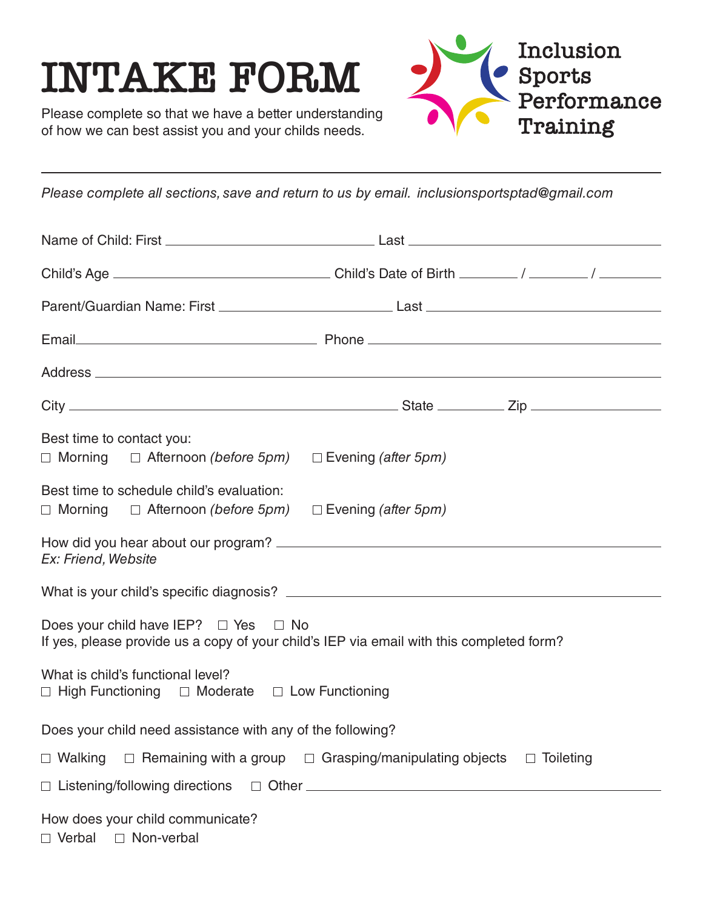# INTAKE FORM

Please complete so that we have a better understanding of how we can best assist you and your childs needs.

Inclusion Sports Performance Training

---

*Please complete all sections, save and return to us by email. inclusionsportsptad@gmail.com*

Name of Child: First ______________________ Last ______________________

Child's Age ______________________ Child's Date of Birth ________ / ________ / ________

Parent/Guardian Name: First ______________________ Last ______________________

Email ______________________ Phone ______________________

Address ______________________________________________

City ______________________ State __________ Zip __________

Best time to contact you:
☐ Morning ☐ Afternoon *(before 5pm)* ☐ Evening *(after 5pm)*

Best time to schedule child's evaluation:
☐ Morning ☐ Afternoon *(before 5pm)* ☐ Evening *(after 5pm)*

How did you hear about our program? ______________________________
*Ex: Friend, Website*

What is your child's specific diagnosis? ______________________________

Does your child have IEP? ☐ Yes ☐ No
If yes, please provide us a copy of your child's IEP via email with this completed form?

What is child's functional level?
☐ High Functioning ☐ Moderate ☐ Low Functioning

Does your child need assistance with any of the following?

☐ Walking ☐ Remaining with a group ☐ Grasping/manipulating objects ☐ Toileting

☐ Listening/following directions ☐ Other ______________________________

How does your child communicate?
☐ Verbal ☐ Non-verbal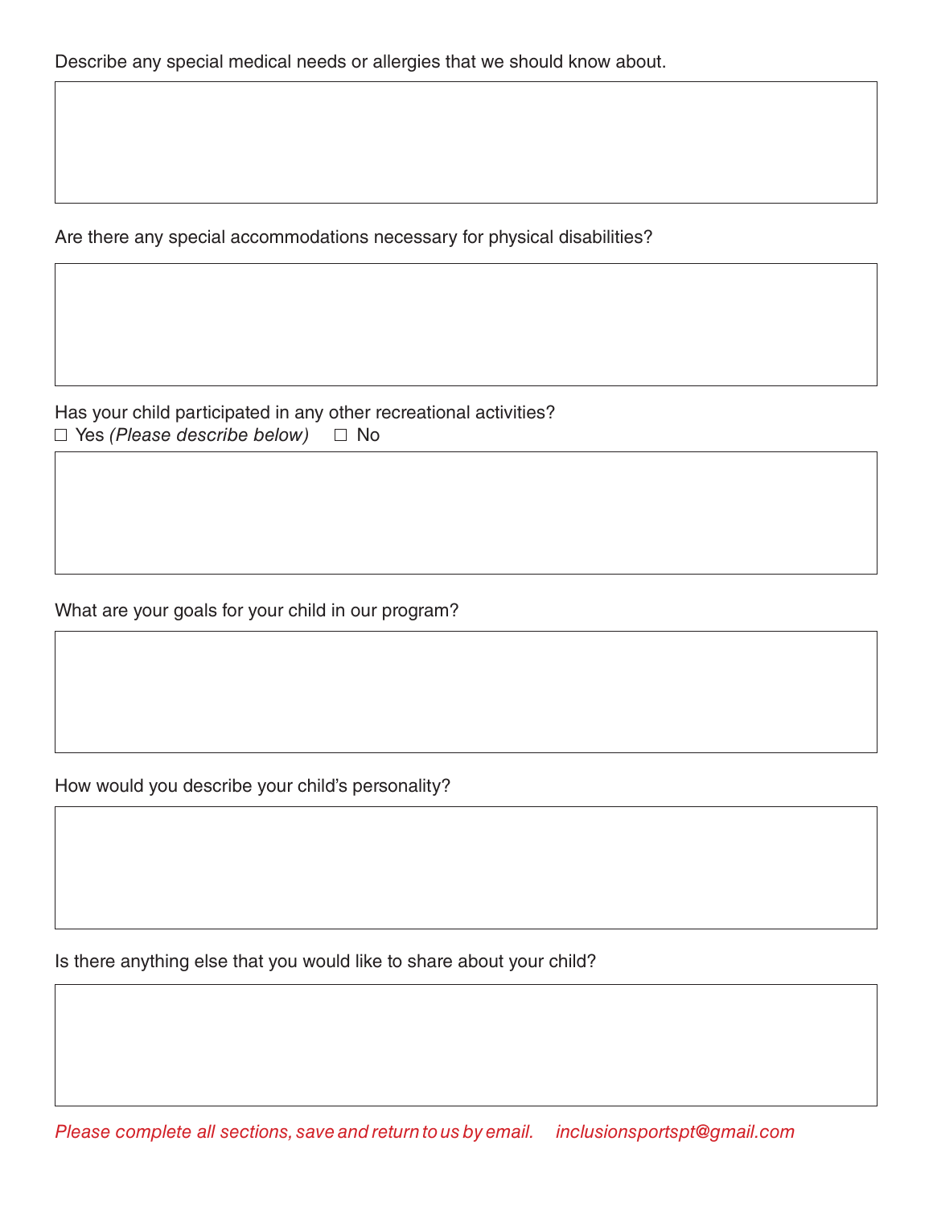Describe any special medical needs or allergies that we should know about.

Are there any special accommodations necessary for physical disabilities?

Has your child participated in any other recreational activities?

☐ Yes *(Please describe below)* ☐ No

What are your goals for your child in our program?

How would you describe your child's personality?

Is there anything else that you would like to share about your child?

*Please complete all sections, save and return to us by email. inclusionsportspt@gmail.com*